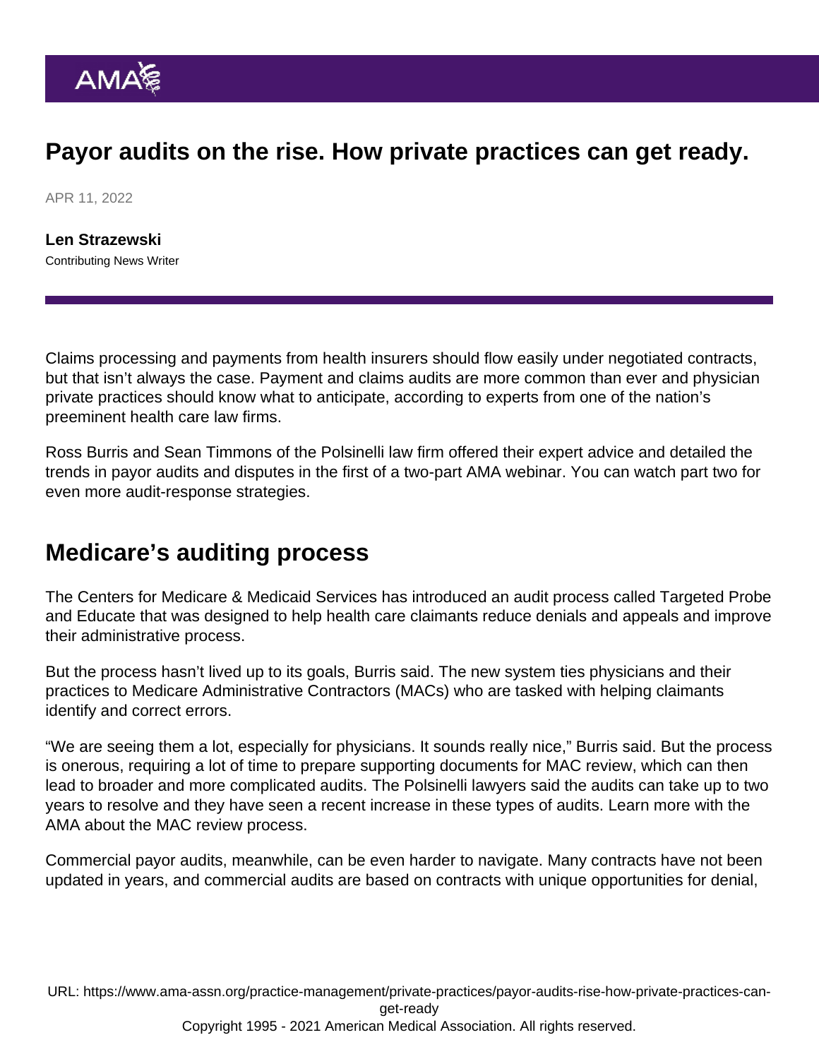# Payor audits on the rise. How private practices can get ready.

APR 11, 2022

**Len Strazewski**
Contributing News Writer

Claims processing and payments from health insurers should flow easily under negotiated contracts, but that isn't always the case. Payment and claims audits are more common than ever and physician private practices should know what to anticipate, according to experts from one of the nation's preeminent health care law firms.

Ross Burris and Sean Timmons of the Polsinelli law firm offered their expert advice and detailed the trends in payor audits and disputes in the first of a two-part AMA webinar. You can watch part two for even more audit-response strategies.

## Medicare's auditing process

The Centers for Medicare & Medicaid Services has introduced an audit process called Targeted Probe and Educate that was designed to help health care claimants reduce denials and appeals and improve their administrative process.

But the process hasn't lived up to its goals, Burris said. The new system ties physicians and their practices to Medicare Administrative Contractors (MACs) who are tasked with helping claimants identify and correct errors.

"We are seeing them a lot, especially for physicians. It sounds really nice," Burris said. But the process is onerous, requiring a lot of time to prepare supporting documents for MAC review, which can then lead to broader and more complicated audits. The Polsinelli lawyers said the audits can take up to two years to resolve and they have seen a recent increase in these types of audits. Learn more with the AMA about the MAC review process.

Commercial payor audits, meanwhile, can be even harder to navigate. Many contracts have not been updated in years, and commercial audits are based on contracts with unique opportunities for denial,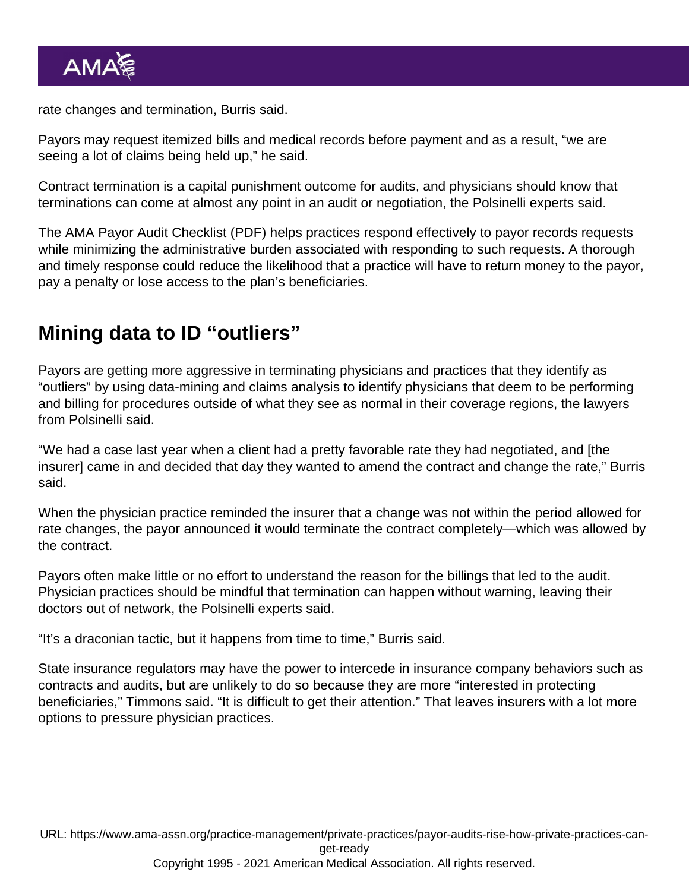rate changes and termination, Burris said.

Payors may request itemized bills and medical records before payment and as a result, “we are seeing a lot of claims being held up,” he said.

Contract termination is a capital punishment outcome for audits, and physicians should know that terminations can come at almost any point in an audit or negotiation, the Polsinelli experts said.

The AMA Payor Audit Checklist (PDF) helps practices respond effectively to payor records requests while minimizing the administrative burden associated with responding to such requests. A thorough and timely response could reduce the likelihood that a practice will have to return money to the payor, pay a penalty or lose access to the plan’s beneficiaries.

## Mining data to ID “outliers”

Payors are getting more aggressive in terminating physicians and practices that they identify as “outliers” by using data-mining and claims analysis to identify physicians that deem to be performing and billing for procedures outside of what they see as normal in their coverage regions, the lawyers from Polsinelli said.

“We had a case last year when a client had a pretty favorable rate they had negotiated, and [the insurer] came in and decided that day they wanted to amend the contract and change the rate,” Burris said.

When the physician practice reminded the insurer that a change was not within the period allowed for rate changes, the payor announced it would terminate the contract completely—which was allowed by the contract.

Payors often make little or no effort to understand the reason for the billings that led to the audit. Physician practices should be mindful that termination can happen without warning, leaving their doctors out of network, the Polsinelli experts said.

“It’s a draconian tactic, but it happens from time to time,” Burris said.

State insurance regulators may have the power to intercede in insurance company behaviors such as contracts and audits, but are unlikely to do so because they are more “interested in protecting beneficiaries,” Timmons said. “It is difficult to get their attention.” That leaves insurers with a lot more options to pressure physician practices.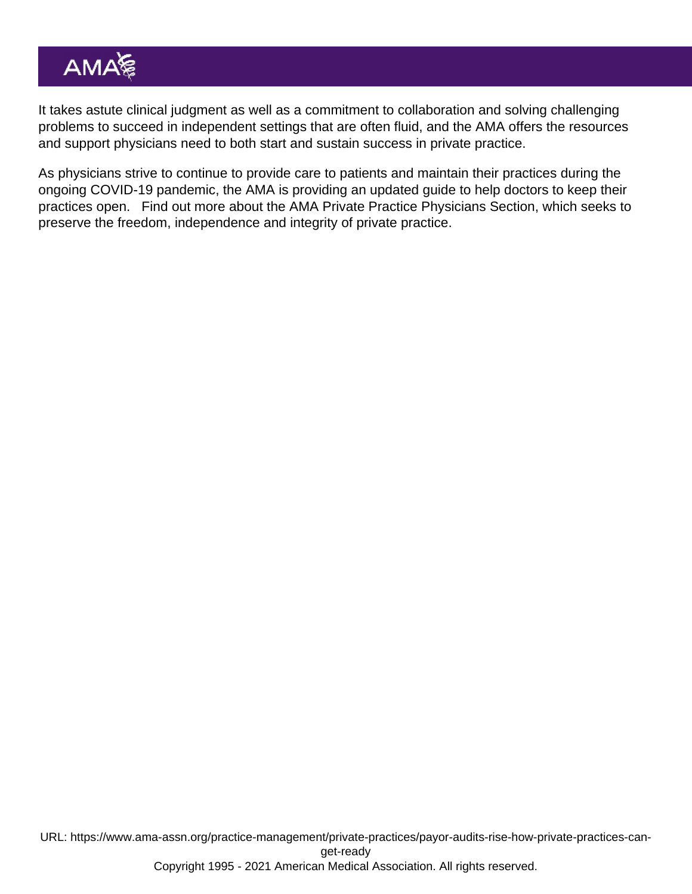It takes astute clinical judgment as well as a commitment to collaboration and solving challenging problems to succeed in independent settings that are often fluid, and the AMA offers the resources and support physicians need to both start and sustain success in private practice.

As physicians strive to continue to provide care to patients and maintain their practices during the ongoing COVID-19 pandemic, the AMA is providing an updated guide to help doctors to keep their practices open. Find out more about the AMA Private Practice Physicians Section, which seeks to preserve the freedom, independence and integrity of private practice.